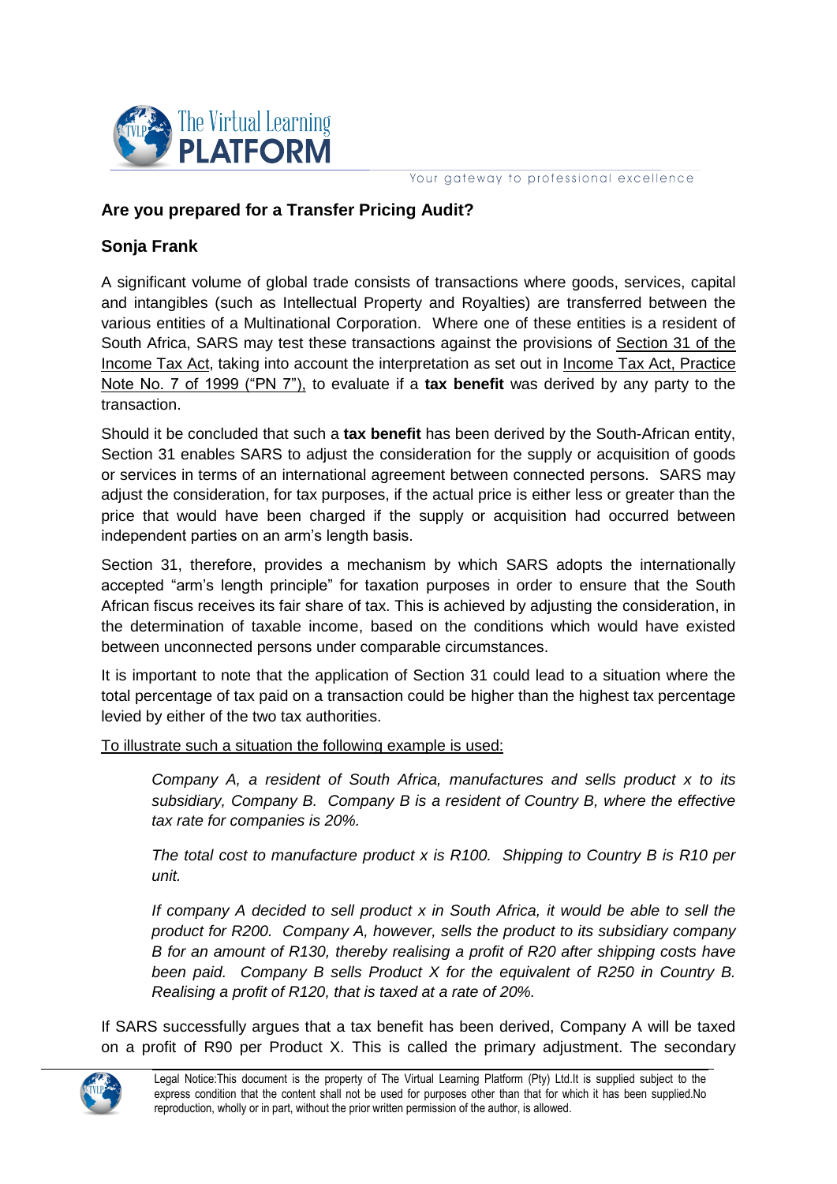## Are you prepared for a Transfer Pricing Audit?

### Sonja Frank

A significant volume of global trade consists of transactions where goods, services, capital and intangibles (such as Intellectual Property and Royalties) are transferred between the various entities of a Multinational Corporation. Where one of these entities is a resident of South Africa, SARS may test these transactions against the provisions of Section 31 of the Income Tax Act, taking into account the interpretation as set out in Income Tax Act, Practice Note No. 7 of 1999 ("PN 7"), to evaluate if a **tax benefit** was derived by any party to the transaction.

Should it be concluded that such a **tax benefit** has been derived by the South-African entity, Section 31 enables SARS to adjust the consideration for the supply or acquisition of goods or services in terms of an international agreement between connected persons. SARS may adjust the consideration, for tax purposes, if the actual price is either less or greater than the price that would have been charged if the supply or acquisition had occurred between independent parties on an arm's length basis.

Section 31, therefore, provides a mechanism by which SARS adopts the internationally accepted "arm's length principle" for taxation purposes in order to ensure that the South African fiscus receives its fair share of tax. This is achieved by adjusting the consideration, in the determination of taxable income, based on the conditions which would have existed between unconnected persons under comparable circumstances.

It is important to note that the application of Section 31 could lead to a situation where the total percentage of tax paid on a transaction could be higher than the highest tax percentage levied by either of the two tax authorities.

To illustrate such a situation the following example is used:

> *Company A, a resident of South Africa, manufactures and sells product x to its subsidiary, Company B. Company B is a resident of Country B, where the effective tax rate for companies is 20%.*
>
> *The total cost to manufacture product x is R100. Shipping to Country B is R10 per unit.*
>
> *If company A decided to sell product x in South Africa, it would be able to sell the product for R200. Company A, however, sells the product to its subsidiary company B for an amount of R130, thereby realising a profit of R20 after shipping costs have been paid. Company B sells Product X for the equivalent of R250 in Country B. Realising a profit of R120, that is taxed at a rate of 20%.*

If SARS successfully argues that a tax benefit has been derived, Company A will be taxed on a profit of R90 per Product X. This is called the primary adjustment. The secondary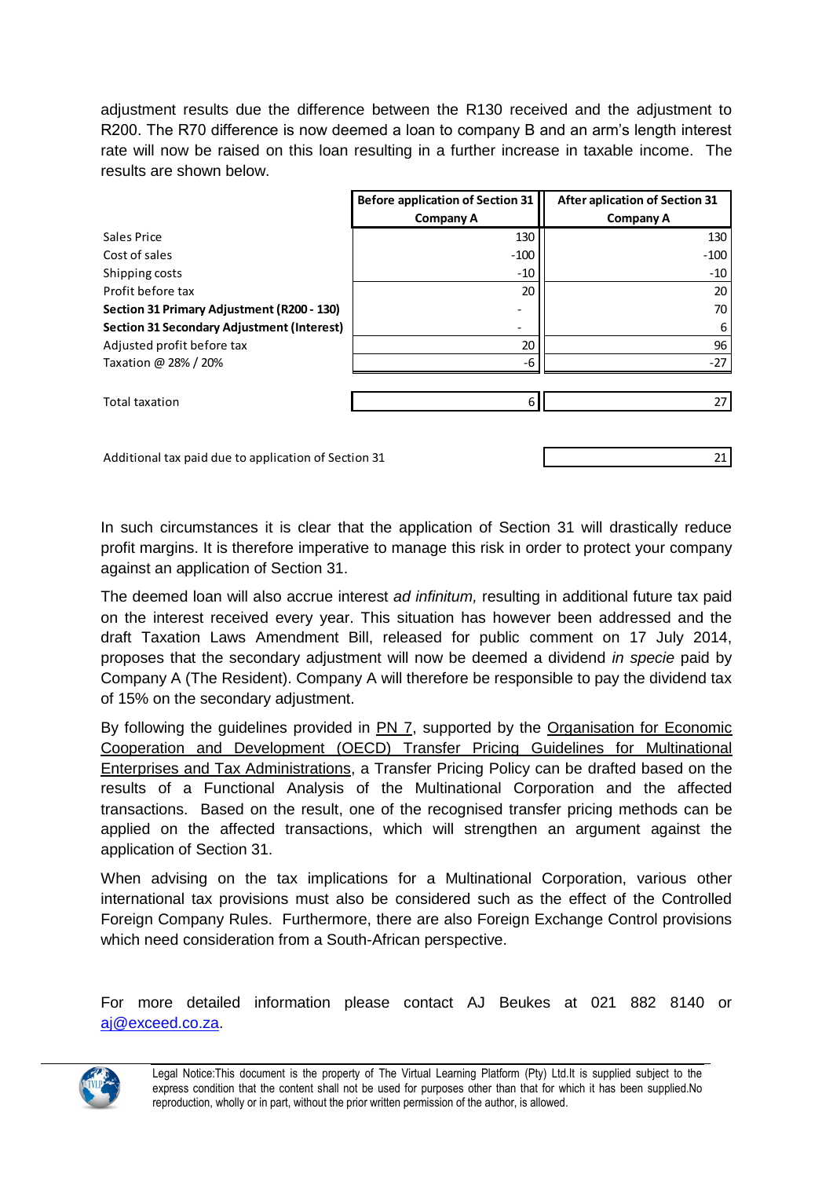adjustment results due the difference between the R130 received and the adjustment to R200. The R70 difference is now deemed a loan to company B and an arm's length interest rate will now be raised on this loan resulting in a further increase in taxable income. The results are shown below.

| | **Before application of Section 31 Company A** | **After aplication of Section 31 Company A** |
|---|---|---|
| Sales Price | 130 | 130 |
| Cost of sales | -100 | -100 |
| Shipping costs | -10 | -10 |
| Profit before tax | 20 | 20 |
| **Section 31 Primary Adjustment (R200 - 130)** | - | 70 |
| **Section 31 Secondary Adjustment (Interest)** | - | 6 |
| Adjusted profit before tax | 20 | 96 |
| Taxation @ 28% / 20% | -6 | -27 |
| | | |
| Total taxation | 6 | 27 |
| | | |
| Additional tax paid due to application of Section 31 | | 21 |

In such circumstances it is clear that the application of Section 31 will drastically reduce profit margins. It is therefore imperative to manage this risk in order to protect your company against an application of Section 31.

The deemed loan will also accrue interest *ad infinitum,* resulting in additional future tax paid on the interest received every year. This situation has however been addressed and the draft Taxation Laws Amendment Bill, released for public comment on 17 July 2014, proposes that the secondary adjustment will now be deemed a dividend *in specie* paid by Company A (The Resident). Company A will therefore be responsible to pay the dividend tax of 15% on the secondary adjustment.

By following the guidelines provided in PN 7, supported by the Organisation for Economic Cooperation and Development (OECD) Transfer Pricing Guidelines for Multinational Enterprises and Tax Administrations, a Transfer Pricing Policy can be drafted based on the results of a Functional Analysis of the Multinational Corporation and the affected transactions. Based on the result, one of the recognised transfer pricing methods can be applied on the affected transactions, which will strengthen an argument against the application of Section 31.

When advising on the tax implications for a Multinational Corporation, various other international tax provisions must also be considered such as the effect of the Controlled Foreign Company Rules. Furthermore, there are also Foreign Exchange Control provisions which need consideration from a South-African perspective.

For more detailed information please contact AJ Beukes at 021 882 8140 or aj@exceed.co.za.

Legal Notice:This document is the property of The Virtual Learning Platform (Pty) Ltd.It is supplied subject to the express condition that the content shall not be used for purposes other than that for which it has been supplied.No reproduction, wholly or in part, without the prior written permission of the author, is allowed.